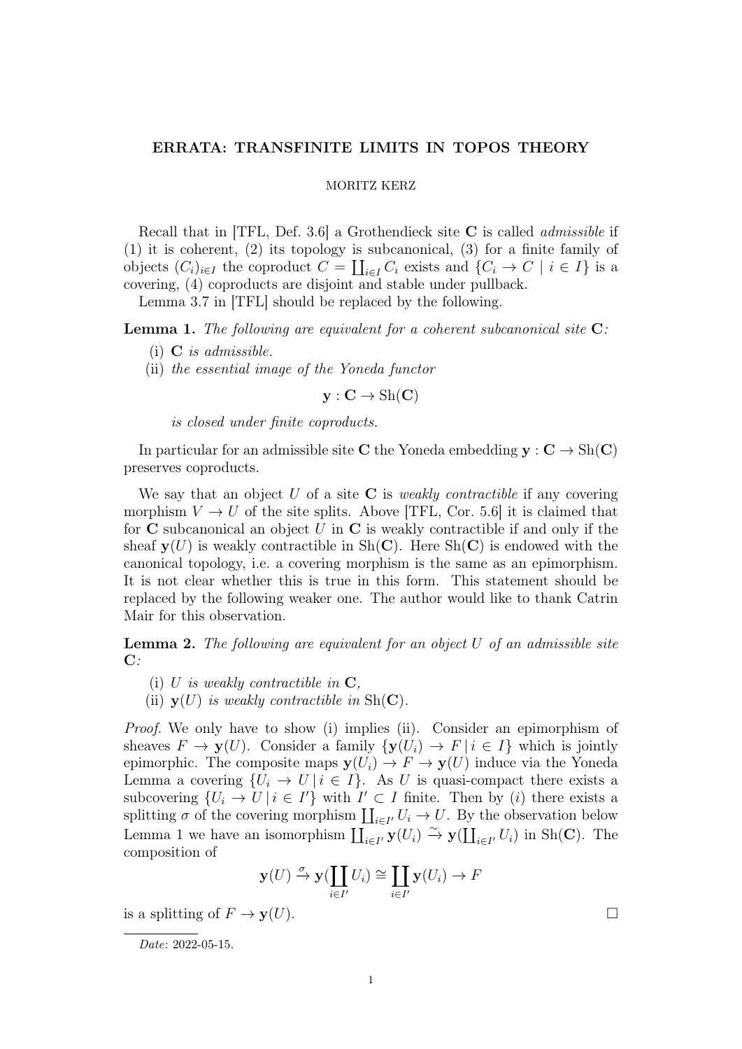# ERRATA: TRANSFINITE LIMITS IN TOPOS THEORY

MORITZ KERZ

Recall that in [TFL, Def. 3.6] a Grothendieck site $\mathbf{C}$ is called *admissible* if (1) it is coherent, (2) its topology is subcanonical, (3) for a finite family of objects $(C_i)_{i\in I}$ the coproduct $C = \coprod_{i\in I} C_i$ exists and $\{C_i \to C \mid i \in I\}$ is a covering, (4) coproducts are disjoint and stable under pullback.

Lemma 3.7 in [TFL] should be replaced by the following.

**Lemma 1.** *The following are equivalent for a coherent subcanonical site* $\mathbf{C}$*:*

(i) $\mathbf{C}$ *is admissible.*

(ii) *the essential image of the Yoneda functor*

$$\mathbf{y} : \mathbf{C} \to \mathrm{Sh}(\mathbf{C})$$

*is closed under finite coproducts.*

In particular for an admissible site $\mathbf{C}$ the Yoneda embedding $\mathbf{y} : \mathbf{C} \to \mathrm{Sh}(\mathbf{C})$ preserves coproducts.

We say that an object $U$ of a site $\mathbf{C}$ is *weakly contractible* if any covering morphism $V \to U$ of the site splits. Above [TFL, Cor. 5.6] it is claimed that for $\mathbf{C}$ subcanonical an object $U$ in $\mathbf{C}$ is weakly contractible if and only if the sheaf $\mathbf{y}(U)$ is weakly contractible in $\mathrm{Sh}(\mathbf{C})$. Here $\mathrm{Sh}(\mathbf{C})$ is endowed with the canonical topology, i.e. a covering morphism is the same as an epimorphism. It is not clear whether this is true in this form. This statement should be replaced by the following weaker one. The author would like to thank Catrin Mair for this observation.

**Lemma 2.** *The following are equivalent for an object* $U$ *of an admissible site* $\mathbf{C}$*:*

(i) $U$ *is weakly contractible in* $\mathbf{C}$*,*

(ii) $\mathbf{y}(U)$ *is weakly contractible in* $\mathrm{Sh}(\mathbf{C})$*.*

*Proof.* We only have to show (i) implies (ii). Consider an epimorphism of sheaves $F \to \mathbf{y}(U)$. Consider a family $\{\mathbf{y}(U_i) \to F \mid i \in I\}$ which is jointly epimorphic. The composite maps $\mathbf{y}(U_i) \to F \to \mathbf{y}(U)$ induce via the Yoneda Lemma a covering $\{U_i \to U \mid i \in I\}$. As $U$ is quasi-compact there exists a subcovering $\{U_i \to U \mid i \in I'\}$ with $I' \subset I$ finite. Then by $(i)$ there exists a splitting $\sigma$ of the covering morphism $\coprod_{i\in I'} U_i \to U$. By the observation below Lemma 1 we have an isomorphism $\coprod_{i\in I'} \mathbf{y}(U_i) \xrightarrow{\sim} \mathbf{y}(\coprod_{i\in I'} U_i)$ in $\mathrm{Sh}(\mathbf{C})$. The composition of

$$\mathbf{y}(U) \xrightarrow{\sigma} \mathbf{y}(\coprod_{i\in I'} U_i) \cong \coprod_{i\in I'} \mathbf{y}(U_i) \to F$$

is a splitting of $F \to \mathbf{y}(U)$. $\square$

*Date*: 2022-05-15.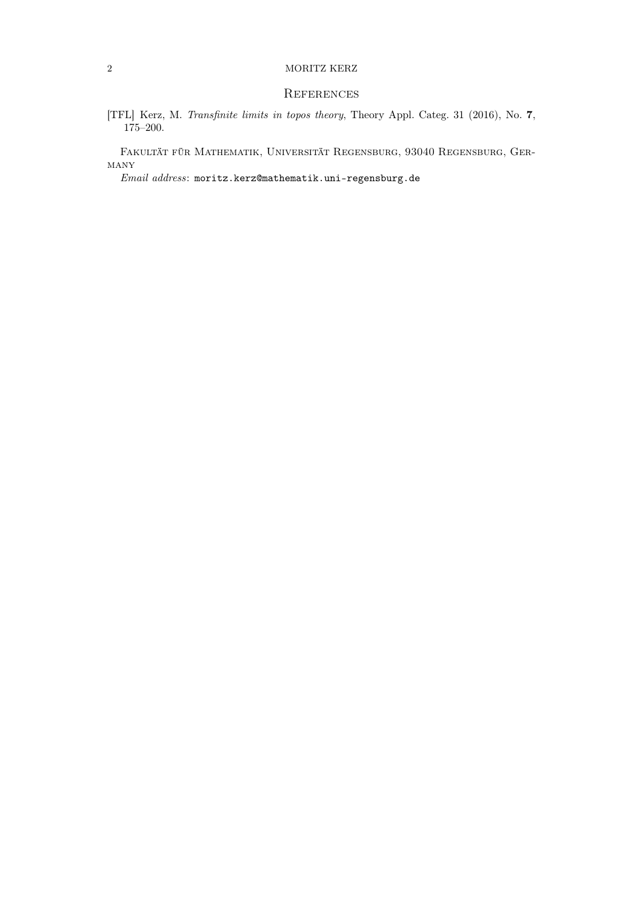## References

[TFL] Kerz, M. *Transfinite limits in topos theory*, Theory Appl. Categ. 31 (2016), No. **7**, 175–200.

Fakultät für Mathematik, Universität Regensburg, 93040 Regensburg, Germany

*Email address*: `moritz.kerz@mathematik.uni-regensburg.de`